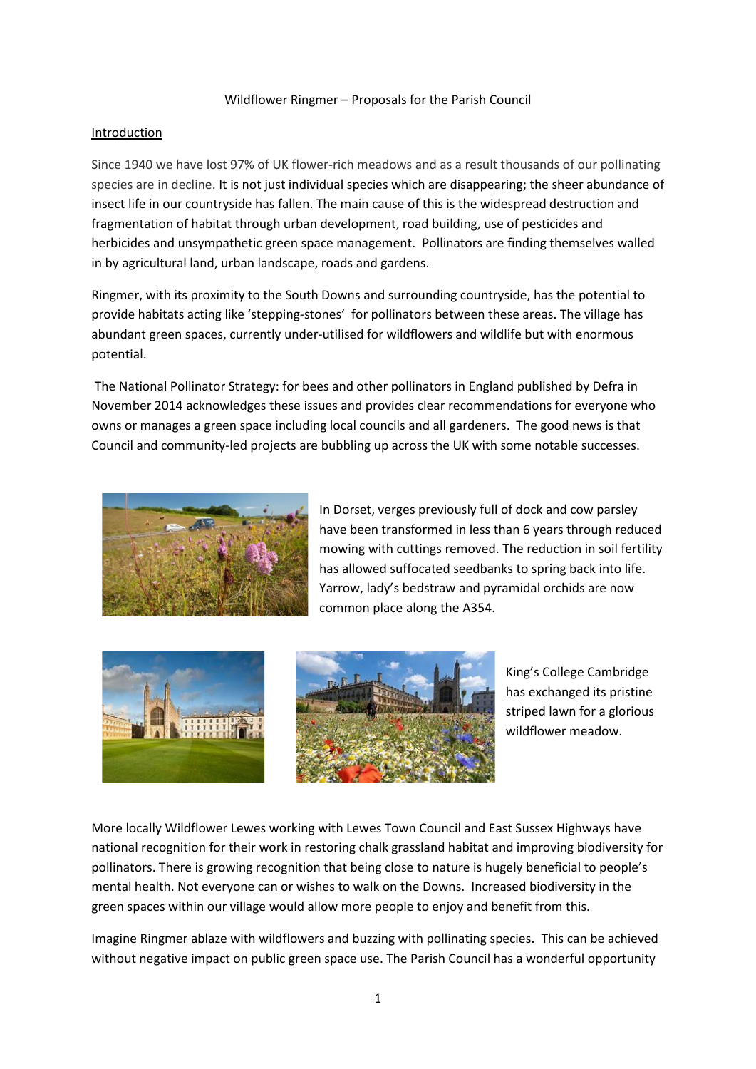Wildflower Ringmer – Proposals for the Parish Council

## Introduction

Since 1940 we have lost 97% of UK flower-rich meadows and as a result thousands of our pollinating species are in decline. It is not just individual species which are disappearing; the sheer abundance of insect life in our countryside has fallen. The main cause of this is the widespread destruction and fragmentation of habitat through urban development, road building, use of pesticides and herbicides and unsympathetic green space management. Pollinators are finding themselves walled in by agricultural land, urban landscape, roads and gardens.

Ringmer, with its proximity to the South Downs and surrounding countryside, has the potential to provide habitats acting like 'stepping-stones' for pollinators between these areas. The village has abundant green spaces, currently under-utilised for wildflowers and wildlife but with enormous potential.

The National Pollinator Strategy: for bees and other pollinators in England published by Defra in November 2014 acknowledges these issues and provides clear recommendations for everyone who owns or manages a green space including local councils and all gardeners. The good news is that Council and community-led projects are bubbling up across the UK with some notable successes.

In Dorset, verges previously full of dock and cow parsley have been transformed in less than 6 years through reduced mowing with cuttings removed. The reduction in soil fertility has allowed suffocated seedbanks to spring back into life. Yarrow, lady's bedstraw and pyramidal orchids are now common place along the A354.

King's College Cambridge has exchanged its pristine striped lawn for a glorious wildflower meadow.

More locally Wildflower Lewes working with Lewes Town Council and East Sussex Highways have national recognition for their work in restoring chalk grassland habitat and improving biodiversity for pollinators. There is growing recognition that being close to nature is hugely beneficial to people's mental health. Not everyone can or wishes to walk on the Downs. Increased biodiversity in the green spaces within our village would allow more people to enjoy and benefit from this.

Imagine Ringmer ablaze with wildflowers and buzzing with pollinating species. This can be achieved without negative impact on public green space use. The Parish Council has a wonderful opportunity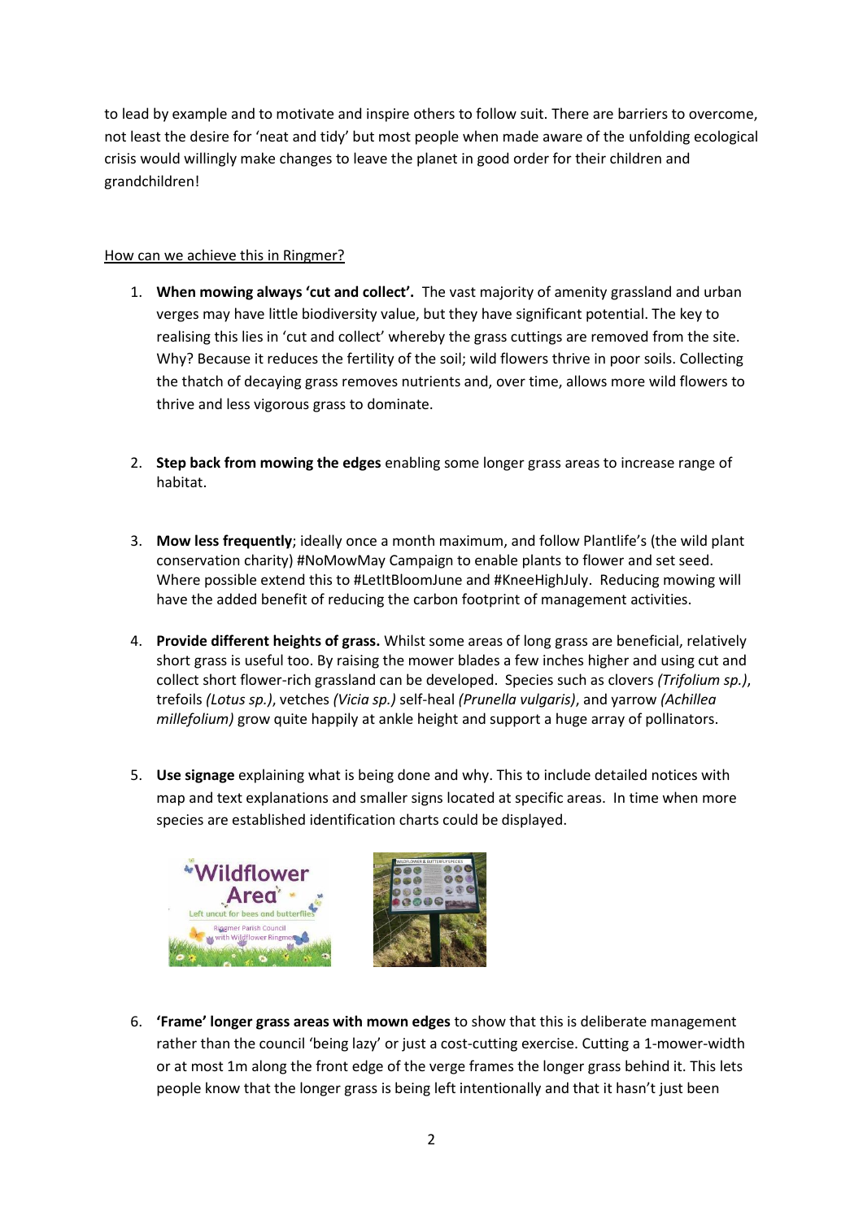to lead by example and to motivate and inspire others to follow suit. There are barriers to overcome, not least the desire for 'neat and tidy' but most people when made aware of the unfolding ecological crisis would willingly make changes to leave the planet in good order for their children and grandchildren!

How can we achieve this in Ringmer?

1. **When mowing always 'cut and collect'.** The vast majority of amenity grassland and urban verges may have little biodiversity value, but they have significant potential. The key to realising this lies in 'cut and collect' whereby the grass cuttings are removed from the site. Why? Because it reduces the fertility of the soil; wild flowers thrive in poor soils. Collecting the thatch of decaying grass removes nutrients and, over time, allows more wild flowers to thrive and less vigorous grass to dominate.

2. **Step back from mowing the edges** enabling some longer grass areas to increase range of habitat.

3. **Mow less frequently**; ideally once a month maximum, and follow Plantlife's (the wild plant conservation charity) #NoMowMay Campaign to enable plants to flower and set seed. Where possible extend this to #LetItBloomJune and #KneeHighJuly. Reducing mowing will have the added benefit of reducing the carbon footprint of management activities.

4. **Provide different heights of grass.** Whilst some areas of long grass are beneficial, relatively short grass is useful too. By raising the mower blades a few inches higher and using cut and collect short flower-rich grassland can be developed. Species such as clovers *(Trifolium sp.)*, trefoils *(Lotus sp.)*, vetches *(Vicia sp.)* self-heal *(Prunella vulgaris)*, and yarrow *(Achillea millefolium)* grow quite happily at ankle height and support a huge array of pollinators.

5. **Use signage** explaining what is being done and why. This to include detailed notices with map and text explanations and smaller signs located at specific areas. In time when more species are established identification charts could be displayed.

6. **'Frame' longer grass areas with mown edges** to show that this is deliberate management rather than the council 'being lazy' or just a cost-cutting exercise. Cutting a 1-mower-width or at most 1m along the front edge of the verge frames the longer grass behind it. This lets people know that the longer grass is being left intentionally and that it hasn't just been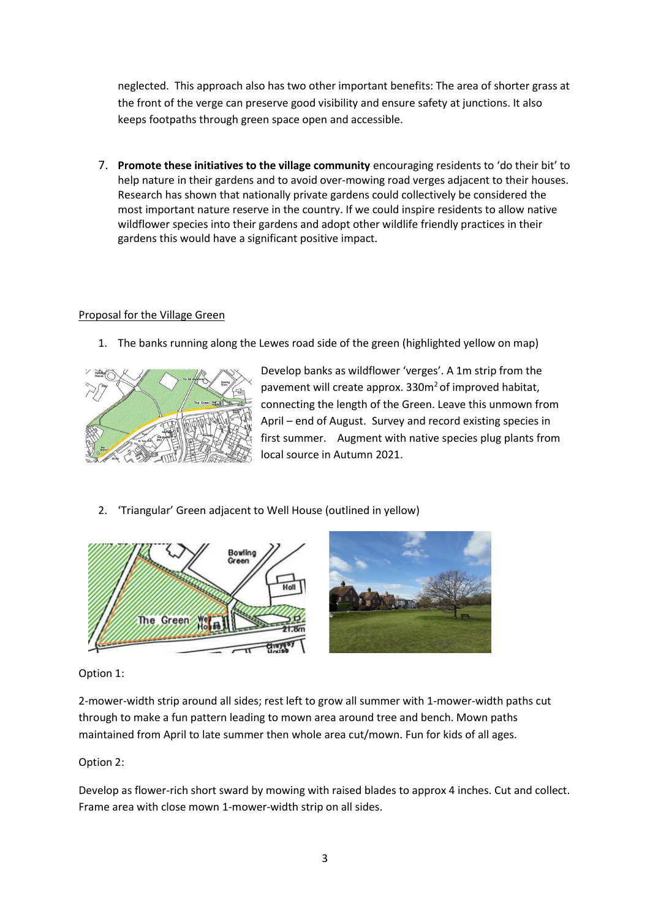neglected. This approach also has two other important benefits: The area of shorter grass at the front of the verge can preserve good visibility and ensure safety at junctions. It also keeps footpaths through green space open and accessible.

7. **Promote these initiatives to the village community** encouraging residents to 'do their bit' to help nature in their gardens and to avoid over-mowing road verges adjacent to their houses. Research has shown that nationally private gardens could collectively be considered the most important nature reserve in the country. If we could inspire residents to allow native wildflower species into their gardens and adopt other wildlife friendly practices in their gardens this would have a significant positive impact.

Proposal for the Village Green

1. The banks running along the Lewes road side of the green (highlighted yellow on map)

Develop banks as wildflower 'verges'. A 1m strip from the pavement will create approx. 330m$^2$ of improved habitat, connecting the length of the Green. Leave this unmown from April – end of August. Survey and record existing species in first summer. Augment with native species plug plants from local source in Autumn 2021.

2. 'Triangular' Green adjacent to Well House (outlined in yellow)

Option 1:

2-mower-width strip around all sides; rest left to grow all summer with 1-mower-width paths cut through to make a fun pattern leading to mown area around tree and bench. Mown paths maintained from April to late summer then whole area cut/mown. Fun for kids of all ages.

Option 2:

Develop as flower-rich short sward by mowing with raised blades to approx 4 inches. Cut and collect. Frame area with close mown 1-mower-width strip on all sides.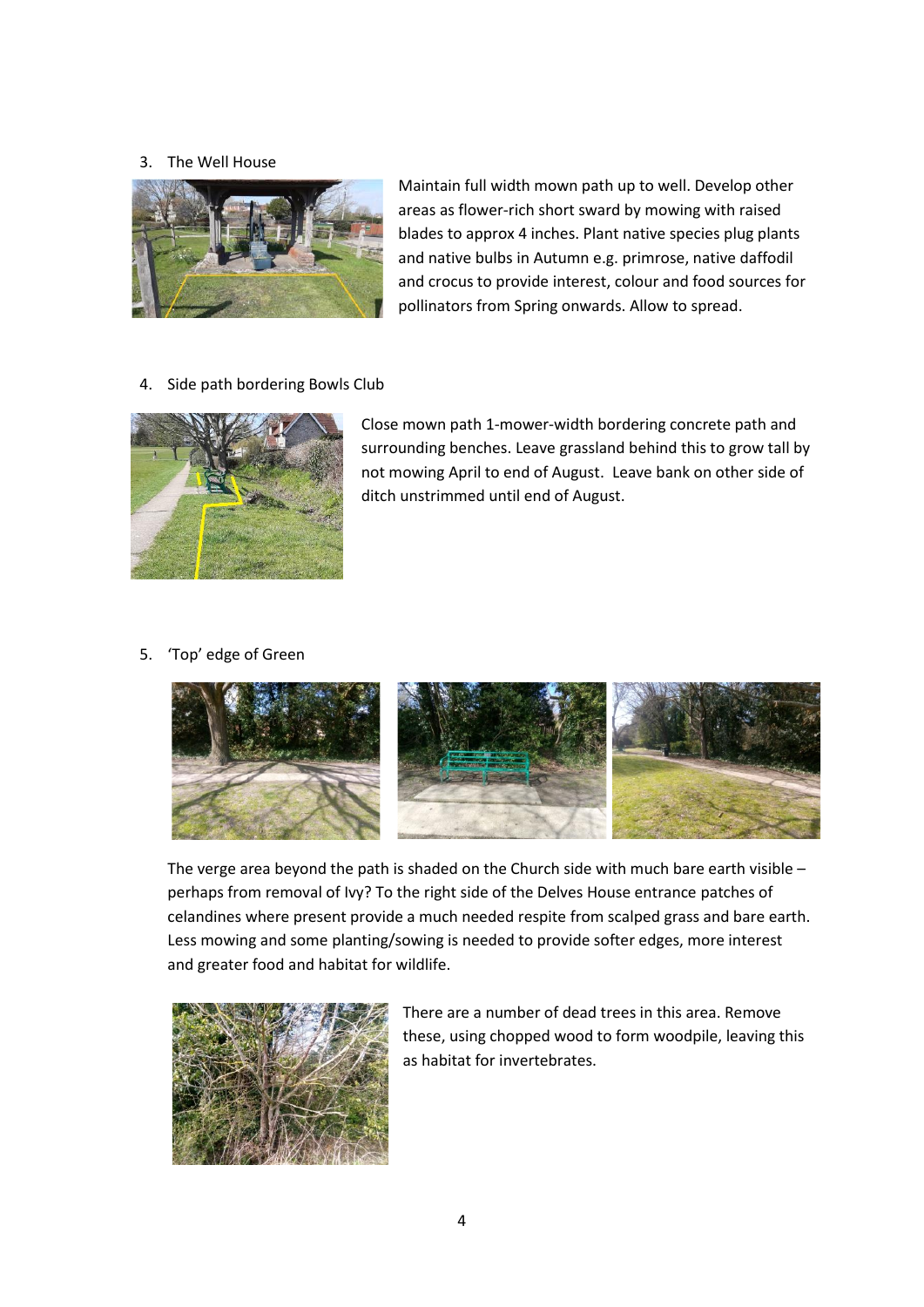3. The Well House

Maintain full width mown path up to well. Develop other areas as flower-rich short sward by mowing with raised blades to approx 4 inches. Plant native species plug plants and native bulbs in Autumn e.g. primrose, native daffodil and crocus to provide interest, colour and food sources for pollinators from Spring onwards. Allow to spread.

4. Side path bordering Bowls Club

Close mown path 1-mower-width bordering concrete path and surrounding benches. Leave grassland behind this to grow tall by not mowing April to end of August. Leave bank on other side of ditch unstrimmed until end of August.

5. 'Top' edge of Green

The verge area beyond the path is shaded on the Church side with much bare earth visible – perhaps from removal of Ivy? To the right side of the Delves House entrance patches of celandines where present provide a much needed respite from scalped grass and bare earth. Less mowing and some planting/sowing is needed to provide softer edges, more interest and greater food and habitat for wildlife.

There are a number of dead trees in this area. Remove these, using chopped wood to form woodpile, leaving this as habitat for invertebrates.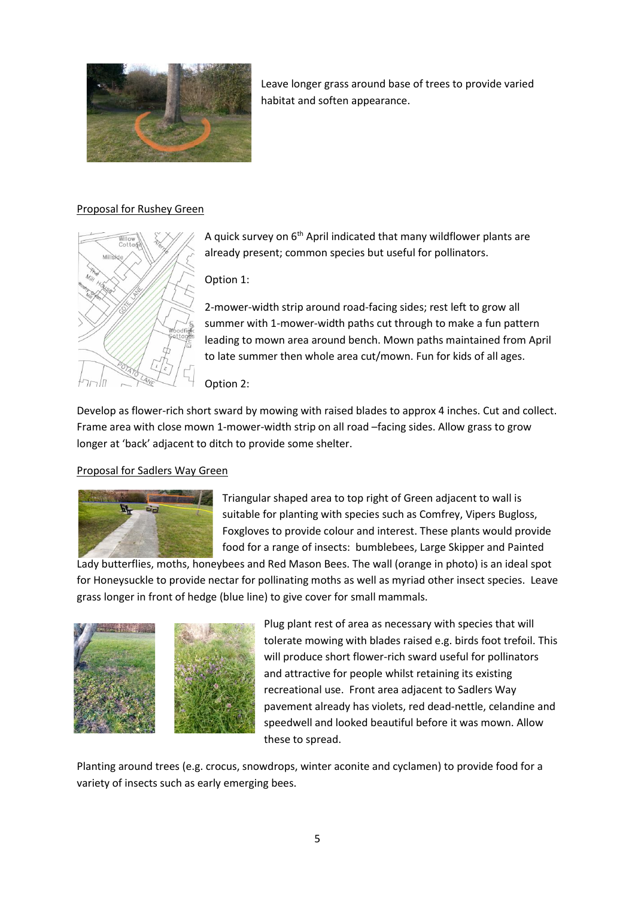Leave longer grass around base of trees to provide varied habitat and soften appearance.

Proposal for Rushey Green

A quick survey on 6th April indicated that many wildflower plants are already present; common species but useful for pollinators.

Option 1:

2-mower-width strip around road-facing sides; rest left to grow all summer with 1-mower-width paths cut through to make a fun pattern leading to mown area around bench. Mown paths maintained from April to late summer then whole area cut/mown. Fun for kids of all ages.

Option 2:

Develop as flower-rich short sward by mowing with raised blades to approx 4 inches. Cut and collect. Frame area with close mown 1-mower-width strip on all road –facing sides. Allow grass to grow longer at 'back' adjacent to ditch to provide some shelter.

Proposal for Sadlers Way Green

Triangular shaped area to top right of Green adjacent to wall is suitable for planting with species such as Comfrey, Vipers Bugloss, Foxgloves to provide colour and interest. These plants would provide food for a range of insects: bumblebees, Large Skipper and Painted Lady butterflies, moths, honeybees and Red Mason Bees. The wall (orange in photo) is an ideal spot for Honeysuckle to provide nectar for pollinating moths as well as myriad other insect species. Leave grass longer in front of hedge (blue line) to give cover for small mammals.

Plug plant rest of area as necessary with species that will tolerate mowing with blades raised e.g. birds foot trefoil. This will produce short flower-rich sward useful for pollinators and attractive for people whilst retaining its existing recreational use. Front area adjacent to Sadlers Way pavement already has violets, red dead-nettle, celandine and speedwell and looked beautiful before it was mown. Allow these to spread.

Planting around trees (e.g. crocus, snowdrops, winter aconite and cyclamen) to provide food for a variety of insects such as early emerging bees.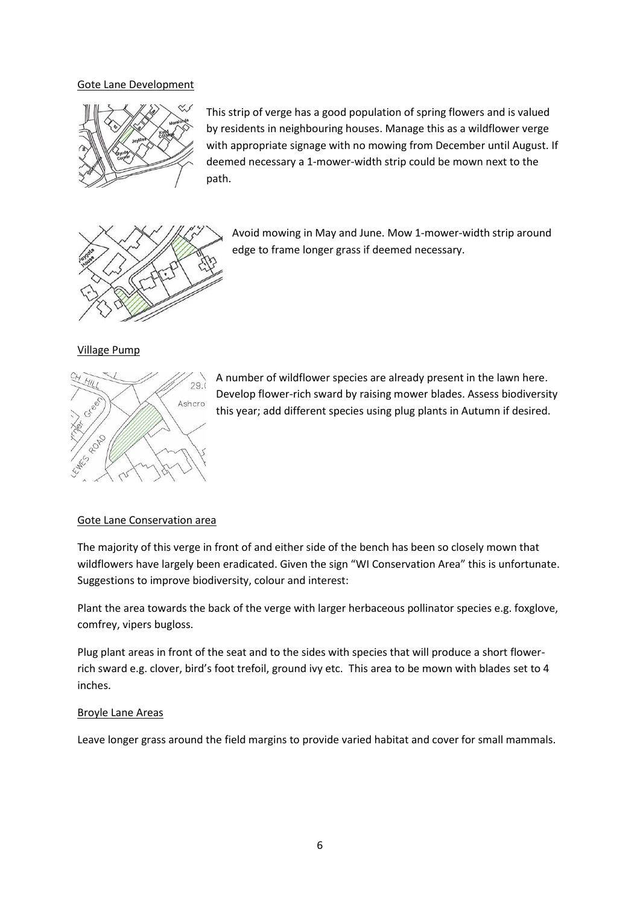Gote Lane Development

This strip of verge has a good population of spring flowers and is valued by residents in neighbouring houses. Manage this as a wildflower verge with appropriate signage with no mowing from December until August. If deemed necessary a 1-mower-width strip could be mown next to the path.

Avoid mowing in May and June. Mow 1-mower-width strip around edge to frame longer grass if deemed necessary.

Village Pump

A number of wildflower species are already present in the lawn here. Develop flower-rich sward by raising mower blades. Assess biodiversity this year; add different species using plug plants in Autumn if desired.

Gote Lane Conservation area

The majority of this verge in front of and either side of the bench has been so closely mown that wildflowers have largely been eradicated. Given the sign "WI Conservation Area" this is unfortunate. Suggestions to improve biodiversity, colour and interest:

Plant the area towards the back of the verge with larger herbaceous pollinator species e.g. foxglove, comfrey, vipers bugloss.

Plug plant areas in front of the seat and to the sides with species that will produce a short flower-rich sward e.g. clover, bird's foot trefoil, ground ivy etc. This area to be mown with blades set to 4 inches.

Broyle Lane Areas

Leave longer grass around the field margins to provide varied habitat and cover for small mammals.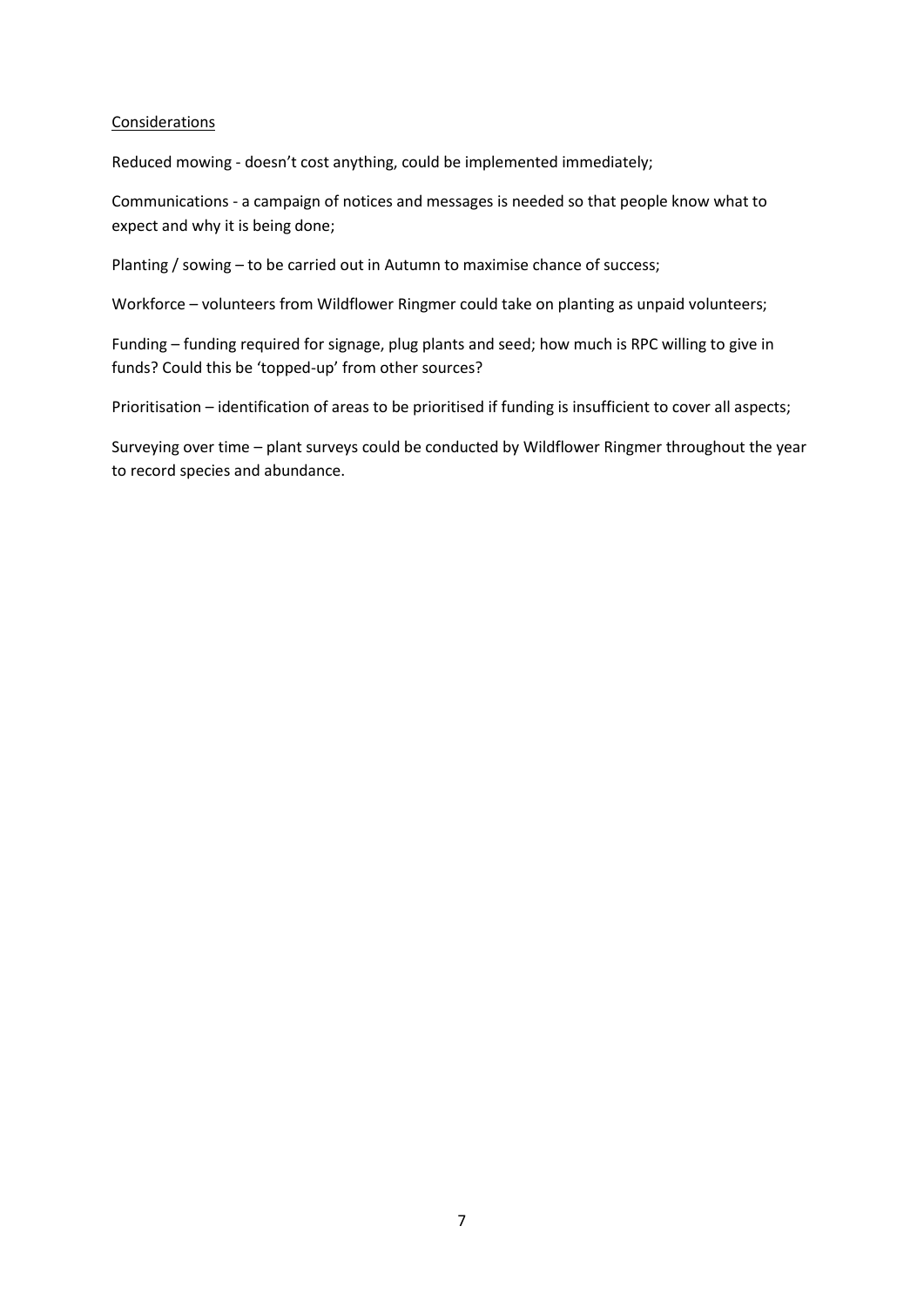Considerations

Reduced mowing - doesn’t cost anything, could be implemented immediately;

Communications - a campaign of notices and messages is needed so that people know what to expect and why it is being done;

Planting / sowing – to be carried out in Autumn to maximise chance of success;

Workforce – volunteers from Wildflower Ringmer could take on planting as unpaid volunteers;

Funding – funding required for signage, plug plants and seed; how much is RPC willing to give in funds? Could this be ‘topped-up’ from other sources?

Prioritisation – identification of areas to be prioritised if funding is insufficient to cover all aspects;

Surveying over time – plant surveys could be conducted by Wildflower Ringmer throughout the year to record species and abundance.